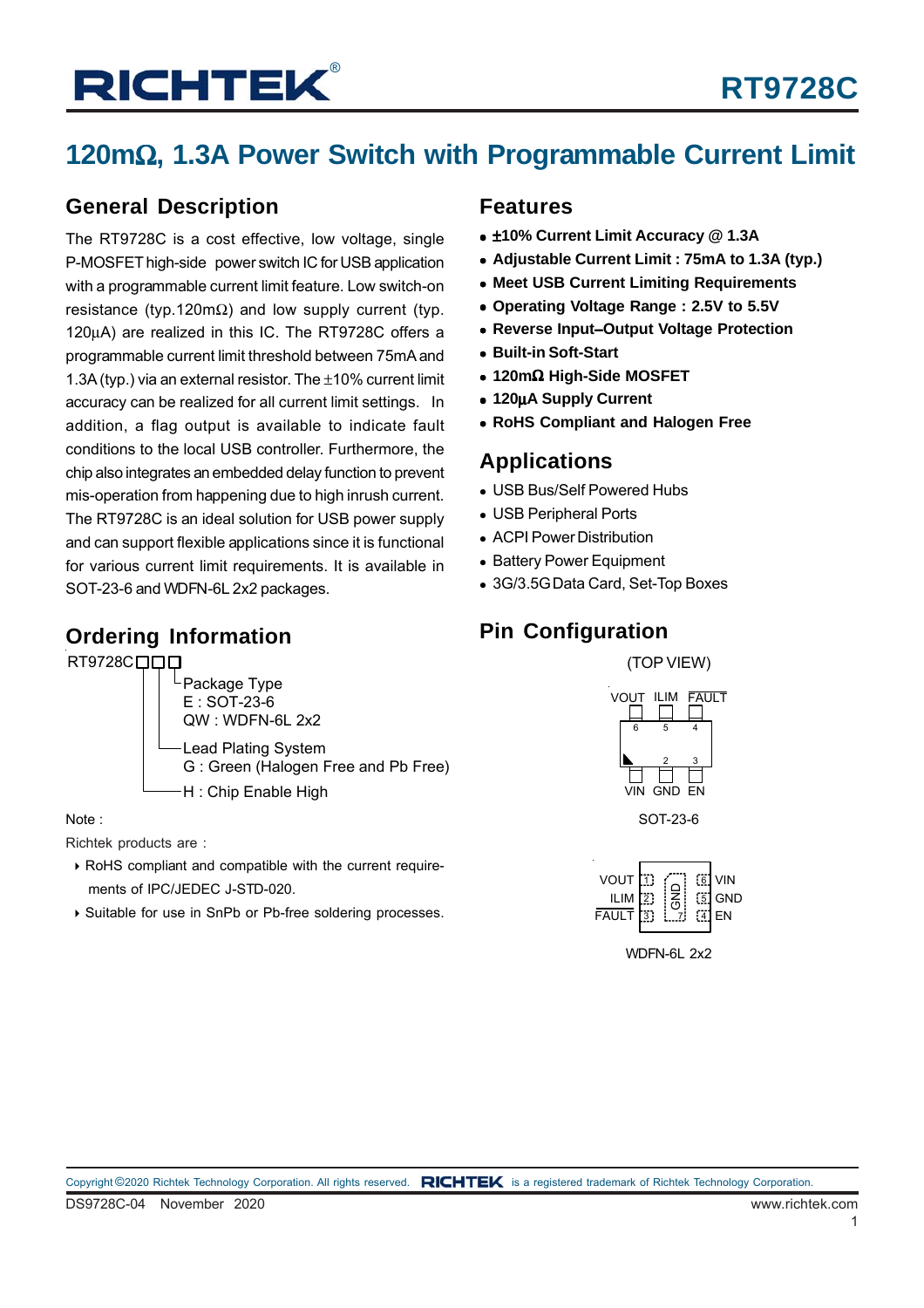# RT9728C

## 120mΩ, 1.3A Power Switch with Programmable Current Limit

### General Description

The RT9728C is a cost effective, low voltage, single P-MOSFET high-side power switch IC for USB application with a programmable current limit feature. Low switch-on resistance (typ.120mΩ) and low supply current (typ. 120μA) are realized in this IC. The RT9728C offers a programmable current limit threshold between 75mA and 1.3A (typ.) via an external resistor. The ±10% current limit accuracy can be realized for all current limit settings. In addition, a flag output is available to indicate fault conditions to the local USB controller. Furthermore, the chip also integrates an embedded delay function to prevent mis-operation from happening due to high inrush current. The RT9728C is an ideal solution for USB power supply and can support flexible applications since it is functional for various current limit requirements. It is available in SOT-23-6 and WDFN-6L 2x2 packages.

### Ordering Information

RT9728C□□□

- Package Type
  - E : SOT-23-6
  - QW : WDFN-6L 2x2
- Lead Plating System
  - G : Green (Halogen Free and Pb Free)
- H : Chip Enable High

Note :

Richtek products are :

- RoHS compliant and compatible with the current requirements of IPC/JEDEC J-STD-020.
- Suitable for use in SnPb or Pb-free soldering processes.

### Features

- **±10% Current Limit Accuracy @ 1.3A**
- **Adjustable Current Limit : 75mA to 1.3A (typ.)**
- **Meet USB Current Limiting Requirements**
- **Operating Voltage Range : 2.5V to 5.5V**
- **Reverse Input–Output Voltage Protection**
- **Built-in Soft-Start**
- **120mΩ High-Side MOSFET**
- **120μA Supply Current**
- **RoHS Compliant and Halogen Free**

### Applications

- USB Bus/Self Powered Hubs
- USB Peripheral Ports
- ACPI Power Distribution
- Battery Power Equipment
- 3G/3.5G Data Card, Set-Top Boxes

### Pin Configuration

(TOP VIEW)

VOUT (6), ILIM (5), FAULT (4)

VIN (1), GND (2), EN (3)

SOT-23-6

VOUT (1), ILIM (2), FAULT (3), EN (4), GND (5), VIN (6), GND (7, exposed pad)

WDFN-6L 2x2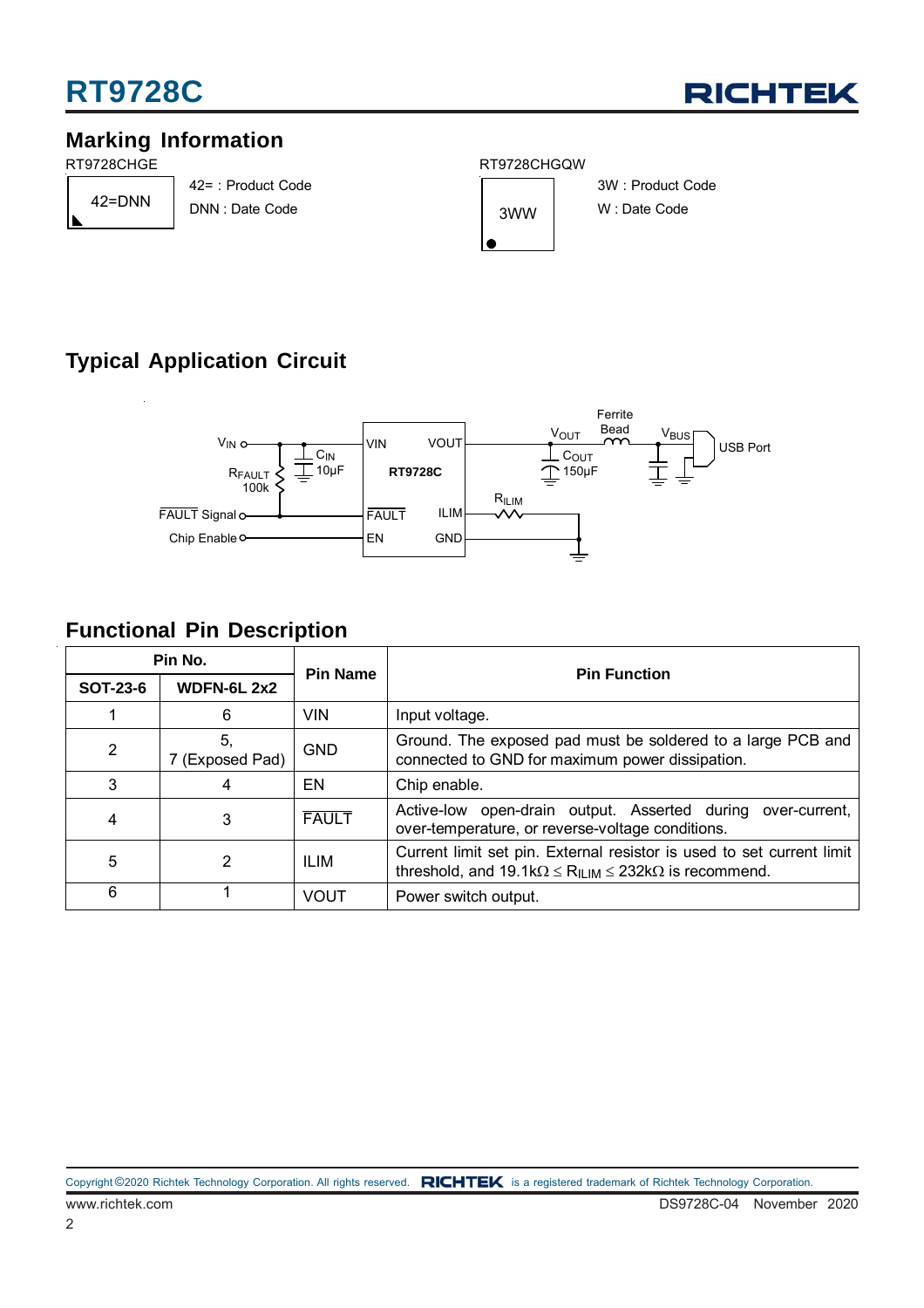## Marking Information

RT9728CHGE

42=DNN

42= : Product Code

DNN : Date Code

RT9728CHGQW

3WW

3W : Product Code

W : Date Code

## Typical Application Circuit

$V_{IN}$, $C_{IN}$ 10μF, $R_{FAULT}$ 100k, FAULT Signal, Chip Enable, VIN, VOUT, RT9728C, FAULT, ILIM, EN, GND, $R_{ILIM}$, $V_{OUT}$, $C_{OUT}$ 150μF, Ferrite Bead, $V_{BUS}$, USB Port

## Functional Pin Description

| Pin No. | | Pin Name | Pin Function |
|---|---|---|---|
| SOT-23-6 | WDFN-6L 2x2 | | |
| 1 | 6 | VIN | Input voltage. |
| 2 | 5, 7 (Exposed Pad) | GND | Ground. The exposed pad must be soldered to a large PCB and connected to GND for maximum power dissipation. |
| 3 | 4 | EN | Chip enable. |
| 4 | 3 | $\overline{FAULT}$ | Active-low open-drain output. Asserted during over-current, over-temperature, or reverse-voltage conditions. |
| 5 | 2 | ILIM | Current limit set pin. External resistor is used to set current limit threshold, and 19.1kΩ ≤ $R_{ILIM}$ ≤ 232kΩ is recommend. |
| 6 | 1 | VOUT | Power switch output. |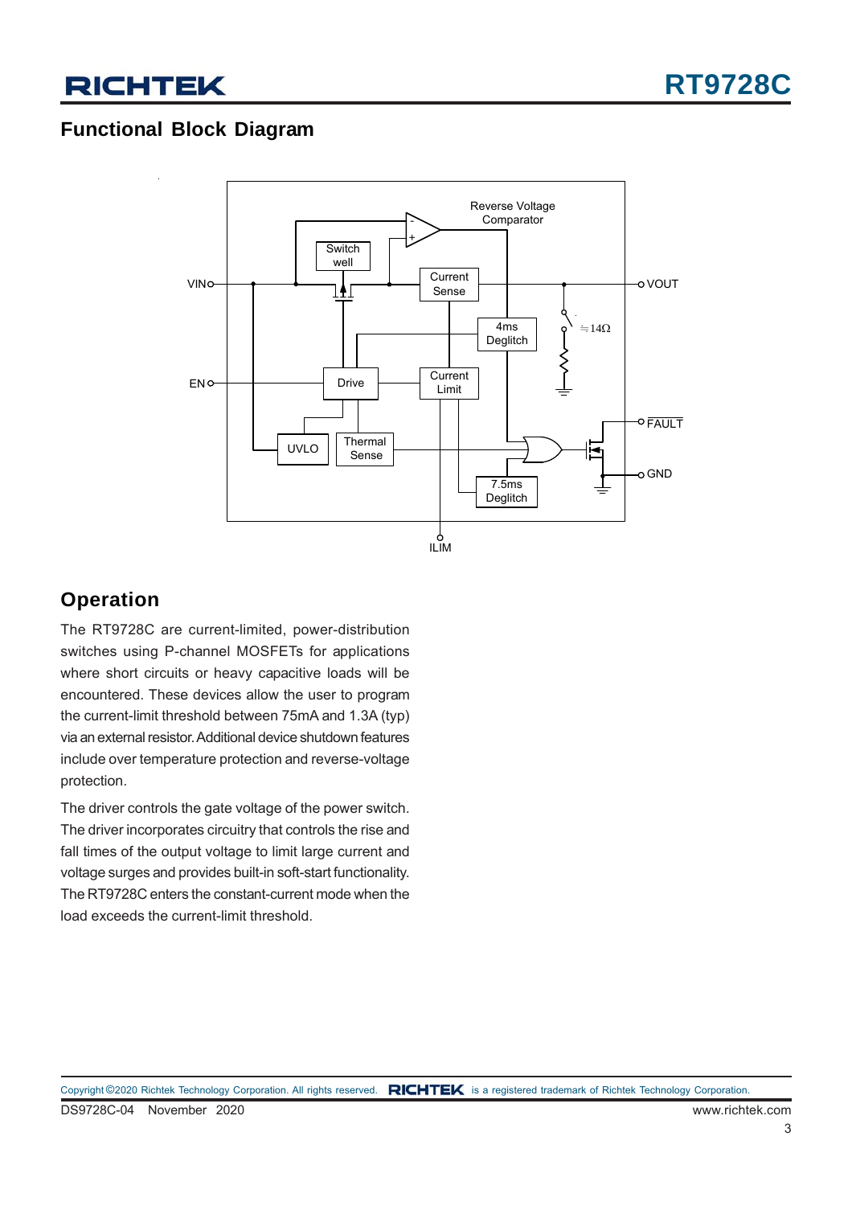## Functional Block Diagram

## Operation

The RT9728C are current-limited, power-distribution switches using P-channel MOSFETs for applications where short circuits or heavy capacitive loads will be encountered. These devices allow the user to program the current-limit threshold between 75mA and 1.3A (typ) via an external resistor. Additional device shutdown features include over temperature protection and reverse-voltage protection.

The driver controls the gate voltage of the power switch. The driver incorporates circuitry that controls the rise and fall times of the output voltage to limit large current and voltage surges and provides built-in soft-start functionality. The RT9728C enters the constant-current mode when the load exceeds the current-limit threshold.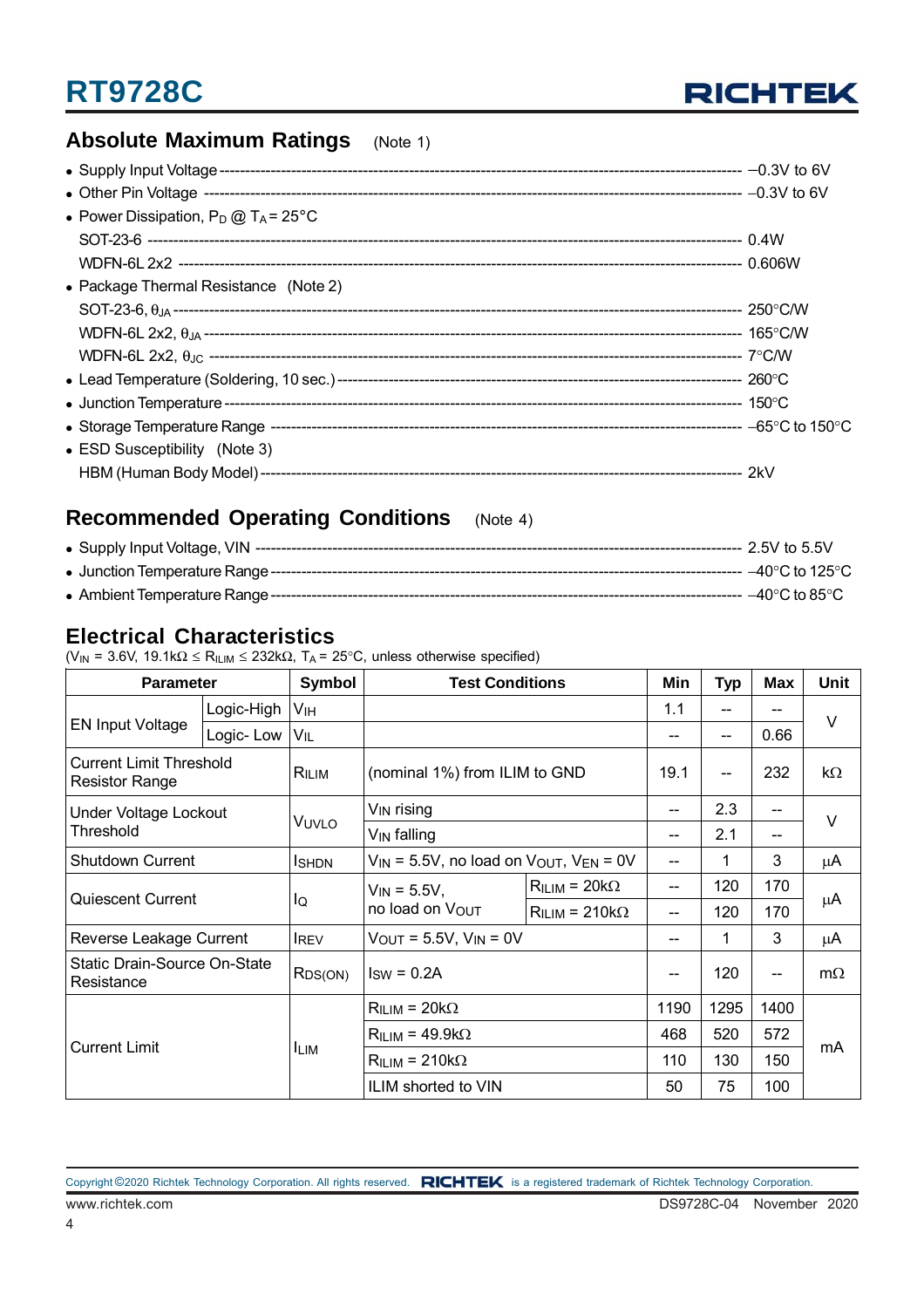## Absolute Maximum Ratings (Note 1)

- Supply Input Voltage ---------- −0.3V to 6V
- Other Pin Voltage ---------- −0.3V to 6V
- Power Dissipation, $P_D$ @ $T_A$ = 25°C
  - SOT-23-6 ---------- 0.4W
  - WDFN-6L 2x2 ---------- 0.606W
- Package Thermal Resistance (Note 2)
  - SOT-23-6, $\theta_{JA}$ ---------- 250°C/W
  - WDFN-6L 2x2, $\theta_{JA}$ ---------- 165°C/W
  - WDFN-6L 2x2, $\theta_{JC}$ ---------- 7°C/W
- Lead Temperature (Soldering, 10 sec.) ---------- 260°C
- Junction Temperature ---------- 150°C
- Storage Temperature Range ---------- −65°C to 150°C
- ESD Susceptibility (Note 3)
  - HBM (Human Body Model) ---------- 2kV

## Recommended Operating Conditions (Note 4)

- Supply Input Voltage, VIN ---------- 2.5V to 5.5V
- Junction Temperature Range ---------- −40°C to 125°C
- Ambient Temperature Range ---------- −40°C to 85°C

## Electrical Characteristics

($V_{IN}$ = 3.6V, 19.1kΩ ≤ $R_{ILIM}$ ≤ 232kΩ, $T_A$ = 25°C, unless otherwise specified)

| Parameter | | Symbol | Test Conditions | | Min | Typ | Max | Unit |
|---|---|---|---|---|---|---|---|---|
| EN Input Voltage | Logic-High | $V_{IH}$ | | | 1.1 | -- | -- | V |
| | Logic- Low | $V_{IL}$ | | | -- | -- | 0.66 | |
| Current Limit Threshold Resistor Range | | $R_{ILIM}$ | (nominal 1%) from ILIM to GND | | 19.1 | -- | 232 | kΩ |
| Under Voltage Lockout Threshold | | $V_{UVLO}$ | $V_{IN}$ rising | | -- | 2.3 | -- | V |
| | | | $V_{IN}$ falling | | -- | 2.1 | -- | |
| Shutdown Current | | $I_{SHDN}$ | $V_{IN}$ = 5.5V, no load on $V_{OUT}$, $V_{EN}$ = 0V | | -- | 1 | 3 | μA |
| Quiescent Current | | $I_Q$ | $V_{IN}$ = 5.5V, no load on $V_{OUT}$ | $R_{ILIM}$ = 20kΩ | -- | 120 | 170 | μA |
| | | | | $R_{ILIM}$ = 210kΩ | -- | 120 | 170 | |
| Reverse Leakage Current | | $I_{REV}$ | $V_{OUT}$ = 5.5V, $V_{IN}$ = 0V | | -- | 1 | 3 | μA |
| Static Drain-Source On-State Resistance | | $R_{DS(ON)}$ | $I_{SW}$ = 0.2A | | -- | 120 | -- | mΩ |
| Current Limit | | $I_{LIM}$ | $R_{ILIM}$ = 20kΩ | | 1190 | 1295 | 1400 | mA |
| | | | $R_{ILIM}$ = 49.9kΩ | | 468 | 520 | 572 | |
| | | | $R_{ILIM}$ = 210kΩ | | 110 | 130 | 150 | |
| | | | ILIM shorted to VIN | | 50 | 75 | 100 | |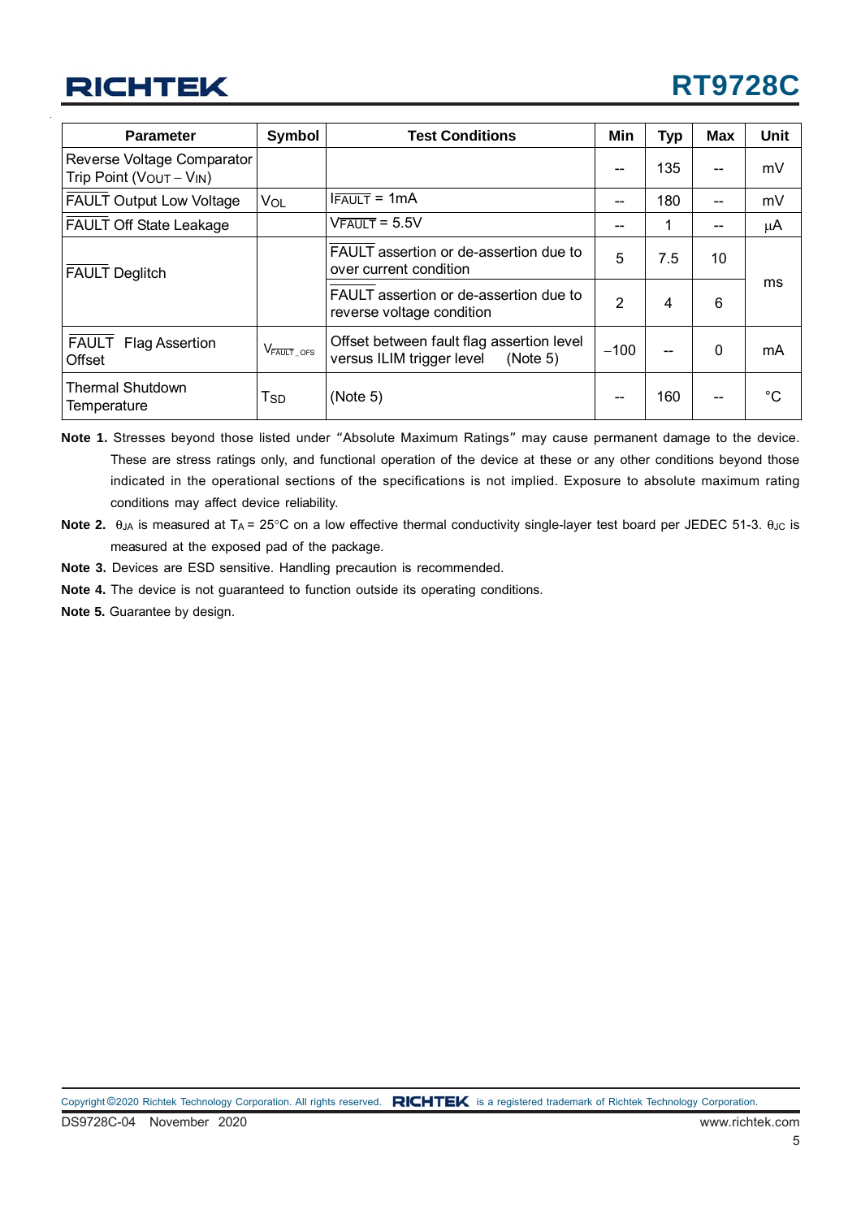| Parameter | Symbol | Test Conditions | Min | Typ | Max | Unit |
|---|---|---|---|---|---|---|
| Reverse Voltage Comparator Trip Point ($V_{OUT} - V_{IN}$) | | | -- | 135 | -- | mV |
| $\overline{\text{FAULT}}$ Output Low Voltage | $V_{OL}$ | $I_{\overline{FAULT}}$ = 1mA | -- | 180 | -- | mV |
| $\overline{\text{FAULT}}$ Off State Leakage | | $V_{\overline{FAULT}}$ = 5.5V | -- | 1 | -- | μA |
| $\overline{\text{FAULT}}$ Deglitch | | $\overline{\text{FAULT}}$ assertion or de-assertion due to over current condition | 5 | 7.5 | 10 | ms |
| | | $\overline{\text{FAULT}}$ assertion or de-assertion due to reverse voltage condition | 2 | 4 | 6 | ms |
| $\overline{\text{FAULT}}$ Flag Assertion Offset | $V_{\overline{FAULT}\_OFS}$ | Offset between fault flag assertion level versus ILIM trigger level (Note 5) | −100 | -- | 0 | mA |
| Thermal Shutdown Temperature | $T_{SD}$ | (Note 5) | -- | 160 | -- | °C |

**Note 1.** Stresses beyond those listed under "Absolute Maximum Ratings" may cause permanent damage to the device. These are stress ratings only, and functional operation of the device at these or any other conditions beyond those indicated in the operational sections of the specifications is not implied. Exposure to absolute maximum rating conditions may affect device reliability.

**Note 2.** $\theta_{JA}$ is measured at $T_A$ = 25°C on a low effective thermal conductivity single-layer test board per JEDEC 51-3. $\theta_{JC}$ is measured at the exposed pad of the package.

**Note 3.** Devices are ESD sensitive. Handling precaution is recommended.

**Note 4.** The device is not guaranteed to function outside its operating conditions.

**Note 5.** Guarantee by design.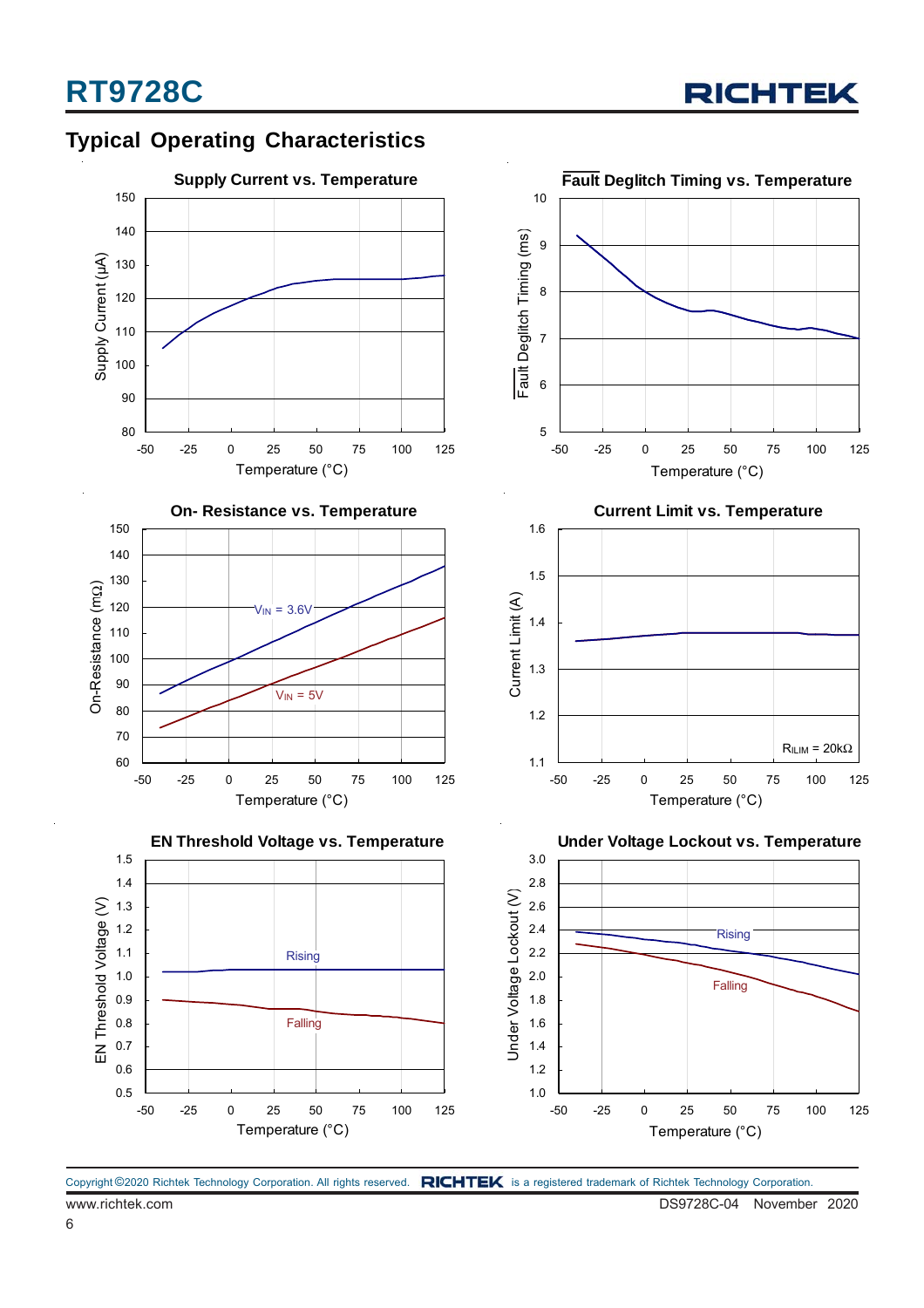## Typical Operating Characteristics

**Supply Current vs. Temperature**

Supply Current (μA) vs. Temperature (°C)

**$\overline{\text{Fault}}$ Deglitch Timing vs. Temperature**

$\overline{\text{Fault}}$ Deglitch Timing (ms) vs. Temperature (°C)

**On- Resistance vs. Temperature**

On-Resistance (mΩ) vs. Temperature (°C)

$V_{IN}$ = 3.6V

$V_{IN}$ = 5V

**Current Limit vs. Temperature**

Current Limit (A) vs. Temperature (°C)

$R_{ILIM}$ = 20kΩ

**EN Threshold Voltage vs. Temperature**

EN Threshold Voltage (V) vs. Temperature (°C)

Rising

Falling

**Under Voltage Lockout vs. Temperature**

Under Voltage Lockout (V) vs. Temperature (°C)

Rising

Falling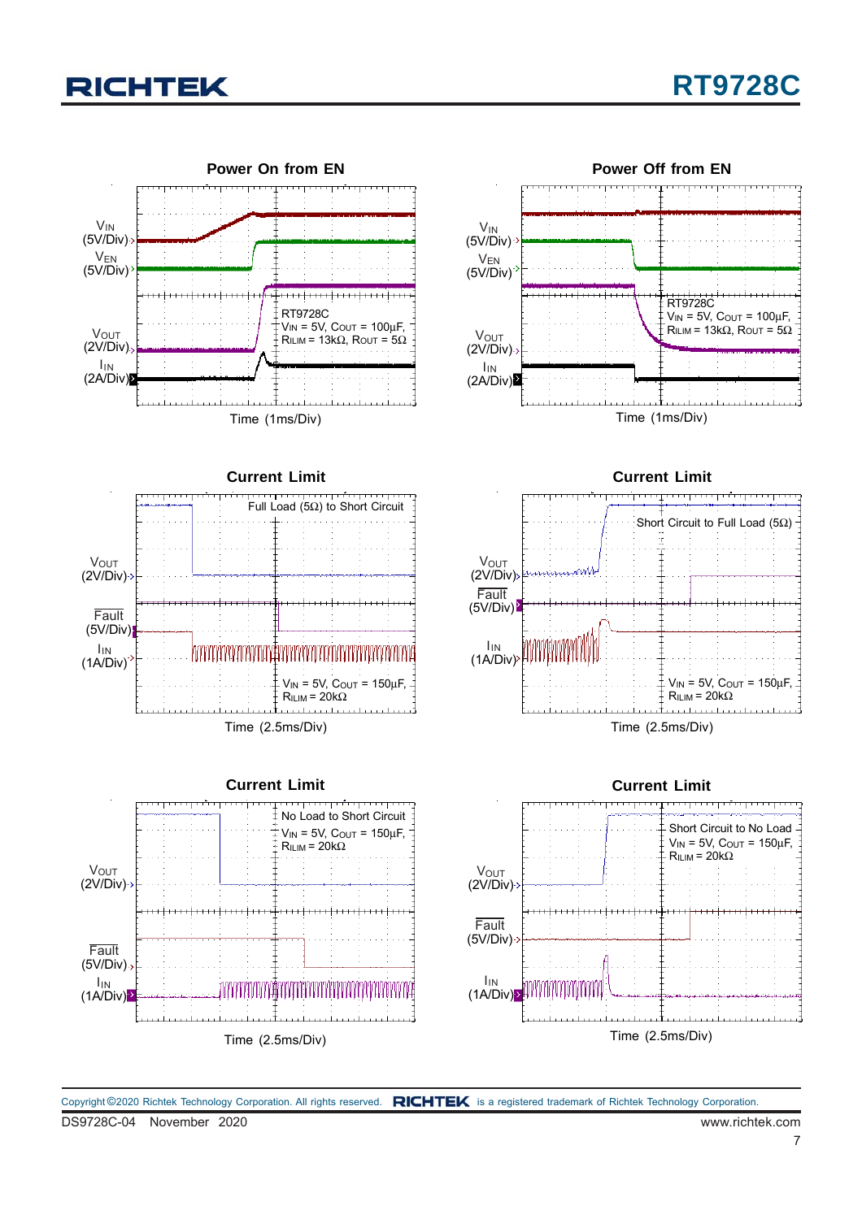### Power On from EN

$V_{IN}$ (5V/Div)

$V_{EN}$ (5V/Div)

$V_{OUT}$ (2V/Div)

$I_{IN}$ (2A/Div)

RT9728C
$V_{IN}$ = 5V, $C_{OUT}$ = 100μF, $R_{ILIM}$ = 13kΩ, $R_{OUT}$ = 5Ω

Time (1ms/Div)

### Power Off from EN

$V_{IN}$ (5V/Div)

$V_{EN}$ (5V/Div)

$V_{OUT}$ (2V/Div)

$I_{IN}$ (2A/Div)

RT9728C
$V_{IN}$ = 5V, $C_{OUT}$ = 100μF, $R_{ILIM}$ = 13kΩ, $R_{OUT}$ = 5Ω

Time (1ms/Div)

### Current Limit

Full Load (5Ω) to Short Circuit

$V_{OUT}$ (2V/Div)

Fault (5V/Div)

$I_{IN}$ (1A/Div)

$V_{IN}$ = 5V, $C_{OUT}$ = 150μF, $R_{ILIM}$ = 20kΩ

Time (2.5ms/Div)

### Current Limit

Short Circuit to Full Load (5Ω)

$V_{OUT}$ (2V/Div)

Fault (5V/Div)

$I_{IN}$ (1A/Div)

$V_{IN}$ = 5V, $C_{OUT}$ = 150μF, $R_{ILIM}$ = 20kΩ

Time (2.5ms/Div)

### Current Limit

No Load to Short Circuit
$V_{IN}$ = 5V, $C_{OUT}$ = 150μF, $R_{ILIM}$ = 20kΩ

$V_{OUT}$ (2V/Div)

Fault (5V/Div)

$I_{IN}$ (1A/Div)

Time (2.5ms/Div)

### Current Limit

Short Circuit to No Load
$V_{IN}$ = 5V, $C_{OUT}$ = 150μF, $R_{ILIM}$ = 20kΩ

$V_{OUT}$ (2V/Div)

Fault (5V/Div)

$I_{IN}$ (1A/Div)

Time (2.5ms/Div)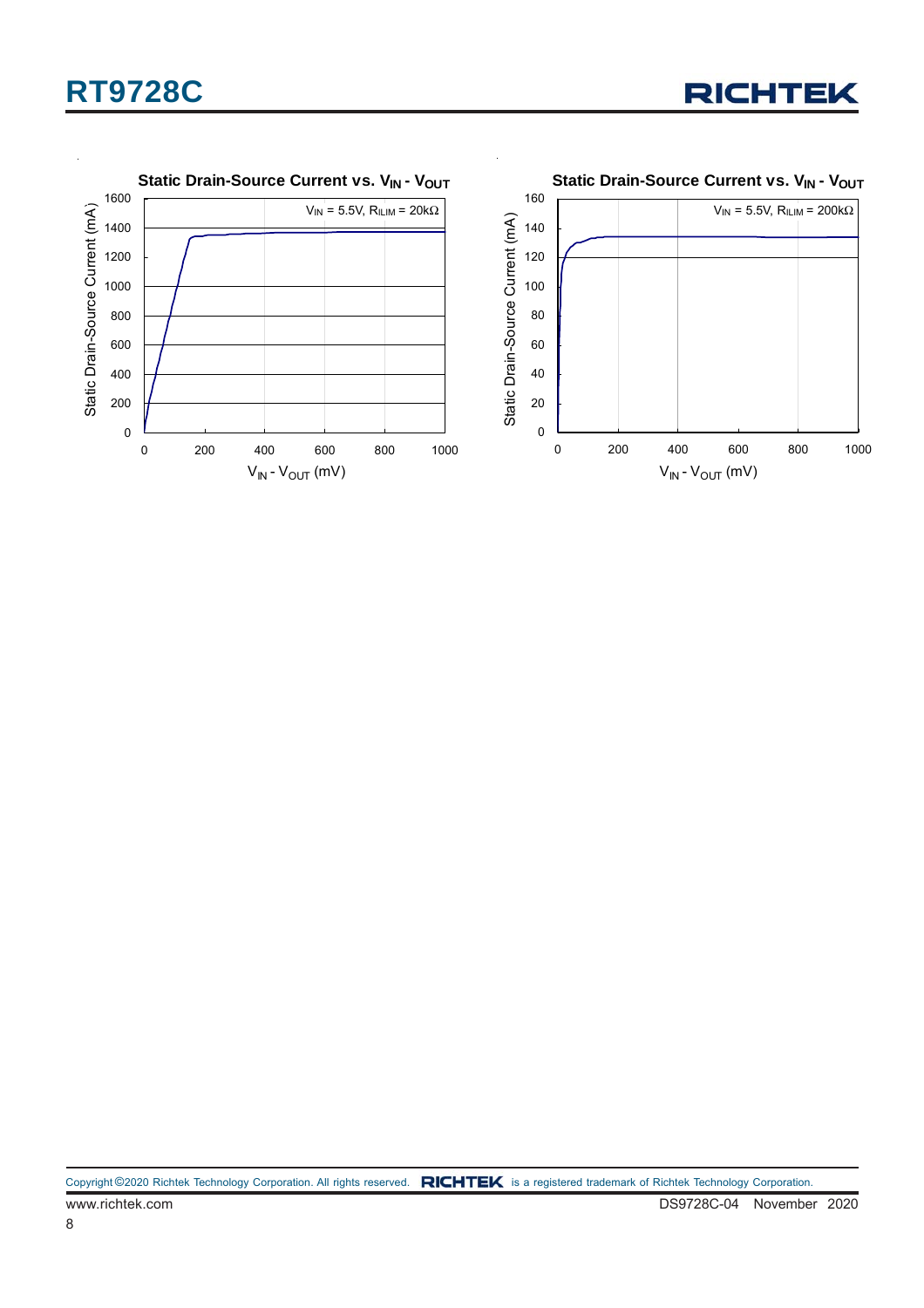Static Drain-Source Current vs. $V_{IN}$ - $V_{OUT}$

$V_{IN}$ = 5.5V, $R_{ILIM}$ = 20kΩ

Static Drain-Source Current (mA)

$V_{IN}$ - $V_{OUT}$ (mV)

Static Drain-Source Current vs. $V_{IN}$ - $V_{OUT}$

$V_{IN}$ = 5.5V, $R_{ILIM}$ = 200kΩ

Static Drain-Source Current (mA)

$V_{IN}$ - $V_{OUT}$ (mV)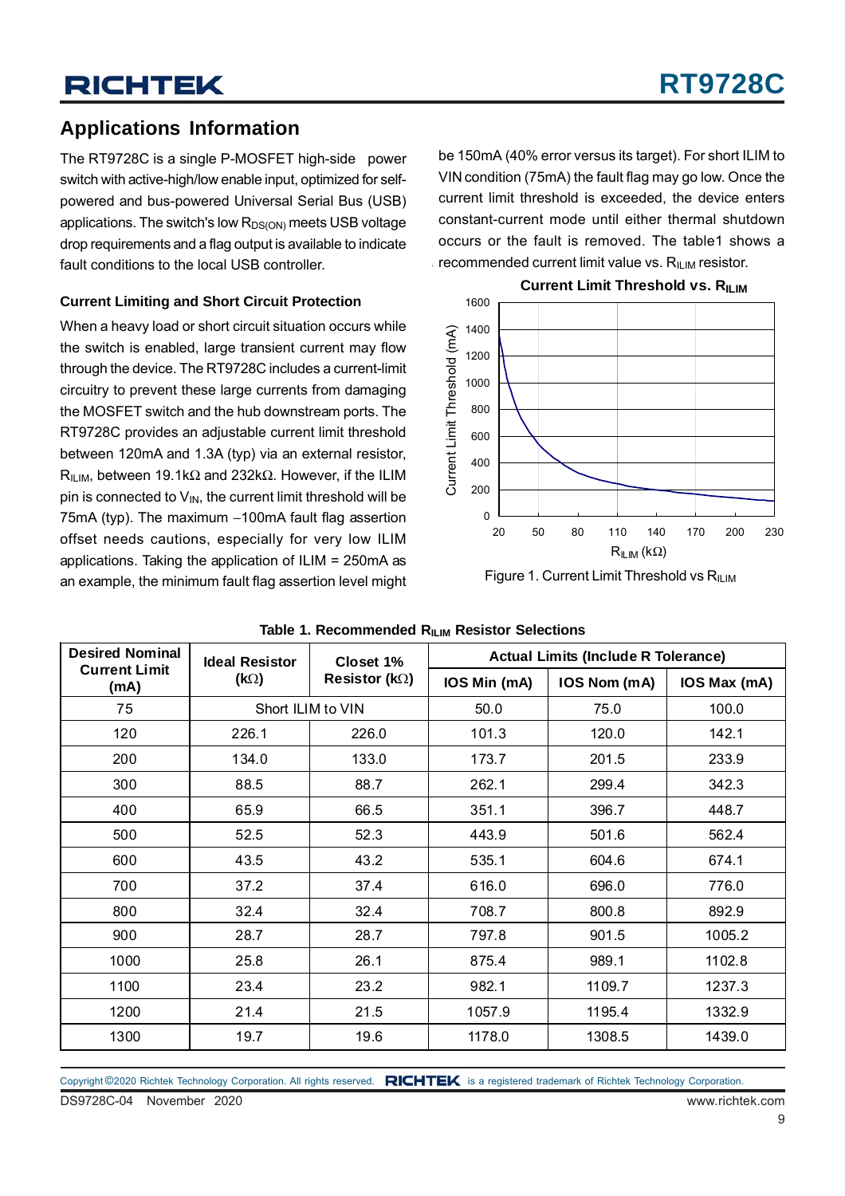## Applications Information

The RT9728C is a single P-MOSFET high-side power switch with active-high/low enable input, optimized for self-powered and bus-powered Universal Serial Bus (USB) applications. The switch's low $R_{DS(ON)}$ meets USB voltage drop requirements and a flag output is available to indicate fault conditions to the local USB controller.

### Current Limiting and Short Circuit Protection

When a heavy load or short circuit situation occurs while the switch is enabled, large transient current may flow through the device. The RT9728C includes a current-limit circuitry to prevent these large currents from damaging the MOSFET switch and the hub downstream ports. The RT9728C provides an adjustable current limit threshold between 120mA and 1.3A (typ) via an external resistor, $R_{ILIM}$, between 19.1kΩ and 232kΩ. However, if the ILIM pin is connected to $V_{IN}$, the current limit threshold will be 75mA (typ). The maximum −100mA fault flag assertion offset needs cautions, especially for very low ILIM applications. Taking the application of ILIM = 250mA as an example, the minimum fault flag assertion level might be 150mA (40% error versus its target). For short ILIM to VIN condition (75mA) the fault flag may go low. Once the current limit threshold is exceeded, the device enters constant-current mode until either thermal shutdown occurs or the fault is removed. The table1 shows a recommended current limit value vs. $R_{ILIM}$ resistor.

**Current Limit Threshold vs. $R_{ILIM}$**

Figure 1. Current Limit Threshold vs $R_{ILIM}$

**Table 1. Recommended $R_{ILIM}$ Resistor Selections**

| Desired Nominal Current Limit (mA) | Ideal Resistor (kΩ) | Closet 1% Resistor (kΩ) | Actual Limits (Include R Tolerance) | | |
|---|---|---|---|---|---|
| | | | IOS Min (mA) | IOS Nom (mA) | IOS Max (mA) |
| 75 | Short ILIM to VIN | | 50.0 | 75.0 | 100.0 |
| 120 | 226.1 | 226.0 | 101.3 | 120.0 | 142.1 |
| 200 | 134.0 | 133.0 | 173.7 | 201.5 | 233.9 |
| 300 | 88.5 | 88.7 | 262.1 | 299.4 | 342.3 |
| 400 | 65.9 | 66.5 | 351.1 | 396.7 | 448.7 |
| 500 | 52.5 | 52.3 | 443.9 | 501.6 | 562.4 |
| 600 | 43.5 | 43.2 | 535.1 | 604.6 | 674.1 |
| 700 | 37.2 | 37.4 | 616.0 | 696.0 | 776.0 |
| 800 | 32.4 | 32.4 | 708.7 | 800.8 | 892.9 |
| 900 | 28.7 | 28.7 | 797.8 | 901.5 | 1005.2 |
| 1000 | 25.8 | 26.1 | 875.4 | 989.1 | 1102.8 |
| 1100 | 23.4 | 23.2 | 982.1 | 1109.7 | 1237.3 |
| 1200 | 21.4 | 21.5 | 1057.9 | 1195.4 | 1332.9 |
| 1300 | 19.7 | 19.6 | 1178.0 | 1308.5 | 1439.0 |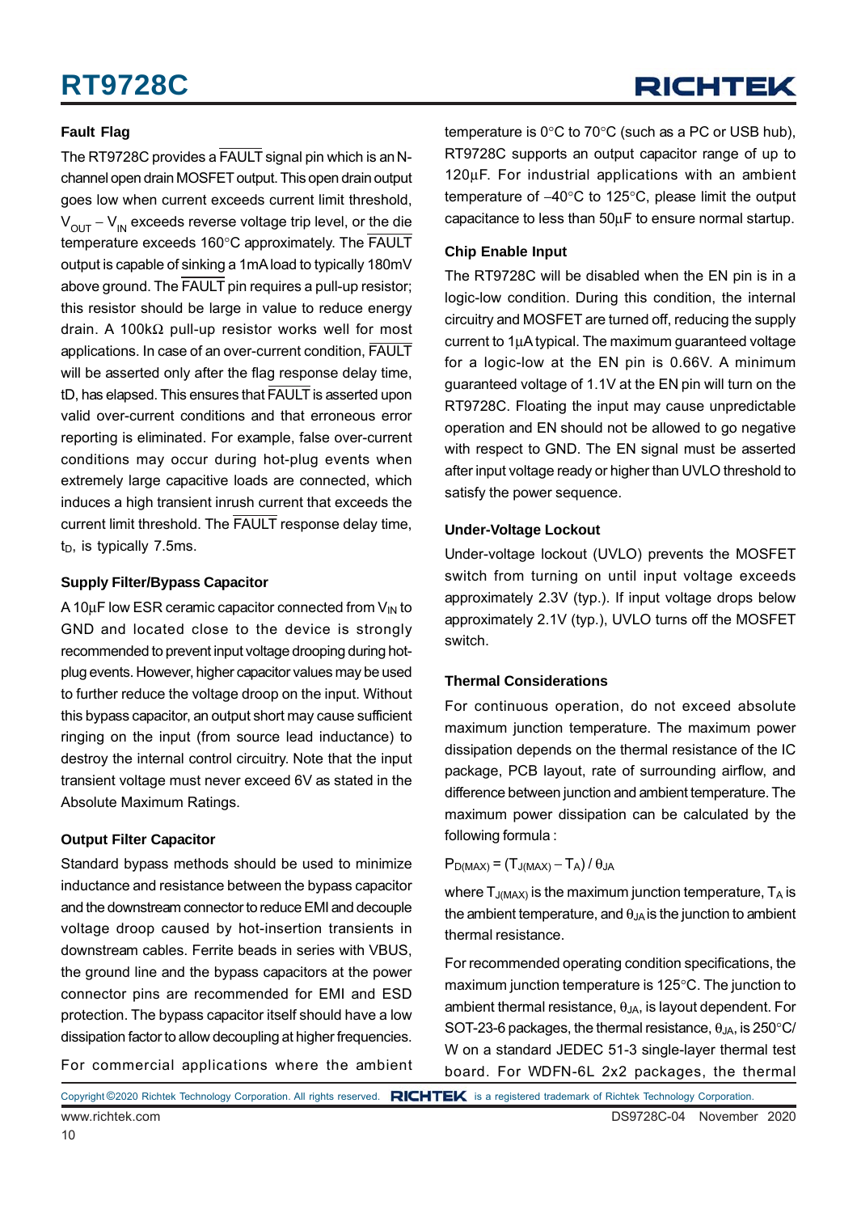### Fault Flag

The RT9728C provides a $\overline{\text{FAULT}}$ signal pin which is an N-channel open drain MOSFET output. This open drain output goes low when current exceeds current limit threshold, $V_{OUT} - V_{IN}$ exceeds reverse voltage trip level, or the die temperature exceeds 160°C approximately. The $\overline{\text{FAULT}}$ output is capable of sinking a 1mA load to typically 180mV above ground. The $\overline{\text{FAULT}}$ pin requires a pull-up resistor; this resistor should be large in value to reduce energy drain. A 100kΩ pull-up resistor works well for most applications. In case of an over-current condition, $\overline{\text{FAULT}}$ will be asserted only after the flag response delay time, tD, has elapsed. This ensures that $\overline{\text{FAULT}}$ is asserted upon valid over-current conditions and that erroneous error reporting is eliminated. For example, false over-current conditions may occur during hot-plug events when extremely large capacitive loads are connected, which induces a high transient inrush current that exceeds the current limit threshold. The $\overline{\text{FAULT}}$ response delay time, $t_D$, is typically 7.5ms.

### Supply Filter/Bypass Capacitor

A 10μF low ESR ceramic capacitor connected from $V_{IN}$ to GND and located close to the device is strongly recommended to prevent input voltage drooping during hot-plug events. However, higher capacitor values may be used to further reduce the voltage droop on the input. Without this bypass capacitor, an output short may cause sufficient ringing on the input (from source lead inductance) to destroy the internal control circuitry. Note that the input transient voltage must never exceed 6V as stated in the Absolute Maximum Ratings.

### Output Filter Capacitor

Standard bypass methods should be used to minimize inductance and resistance between the bypass capacitor and the downstream connector to reduce EMI and decouple voltage droop caused by hot-insertion transients in downstream cables. Ferrite beads in series with VBUS, the ground line and the bypass capacitors at the power connector pins are recommended for EMI and ESD protection. The bypass capacitor itself should have a low dissipation factor to allow decoupling at higher frequencies.

For commercial applications where the ambient temperature is 0°C to 70°C (such as a PC or USB hub), RT9728C supports an output capacitor range of up to 120μF. For industrial applications with an ambient temperature of −40°C to 125°C, please limit the output capacitance to less than 50μF to ensure normal startup.

### Chip Enable Input

The RT9728C will be disabled when the EN pin is in a logic-low condition. During this condition, the internal circuitry and MOSFET are turned off, reducing the supply current to 1μA typical. The maximum guaranteed voltage for a logic-low at the EN pin is 0.66V. A minimum guaranteed voltage of 1.1V at the EN pin will turn on the RT9728C. Floating the input may cause unpredictable operation and EN should not be allowed to go negative with respect to GND. The EN signal must be asserted after input voltage ready or higher than UVLO threshold to satisfy the power sequence.

### Under-Voltage Lockout

Under-voltage lockout (UVLO) prevents the MOSFET switch from turning on until input voltage exceeds approximately 2.3V (typ.). If input voltage drops below approximately 2.1V (typ.), UVLO turns off the MOSFET switch.

### Thermal Considerations

For continuous operation, do not exceed absolute maximum junction temperature. The maximum power dissipation depends on the thermal resistance of the IC package, PCB layout, rate of surrounding airflow, and difference between junction and ambient temperature. The maximum power dissipation can be calculated by the following formula :

$$P_{D(MAX)} = (T_{J(MAX)} - T_A) / \theta_{JA}$$

where $T_{J(MAX)}$ is the maximum junction temperature, $T_A$ is the ambient temperature, and $\theta_{JA}$ is the junction to ambient thermal resistance.

For recommended operating condition specifications, the maximum junction temperature is 125°C. The junction to ambient thermal resistance, $\theta_{JA}$, is layout dependent. For SOT-23-6 packages, the thermal resistance, $\theta_{JA}$, is 250°C/W on a standard JEDEC 51-3 single-layer thermal test board. For WDFN-6L 2x2 packages, the thermal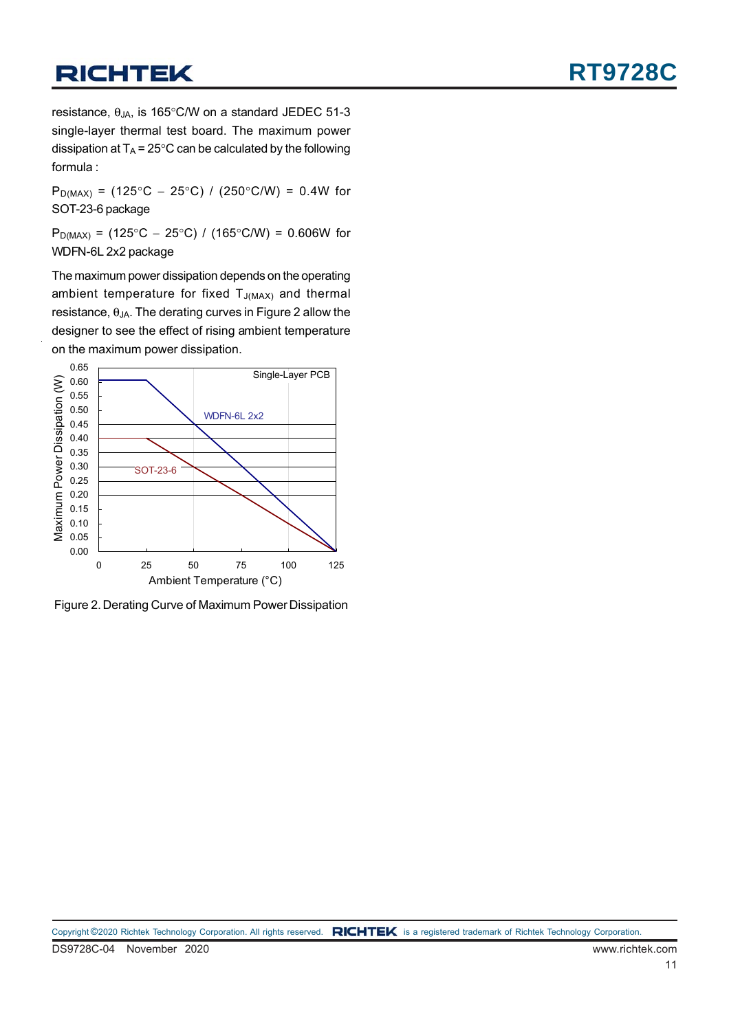resistance, $\theta_{JA}$, is 165°C/W on a standard JEDEC 51-3 single-layer thermal test board. The maximum power dissipation at $T_A$ = 25°C can be calculated by the following formula :

$P_{D(MAX)}$ = (125°C − 25°C) / (250°C/W) = 0.4W for SOT-23-6 package

$P_{D(MAX)}$ = (125°C − 25°C) / (165°C/W) = 0.606W for WDFN-6L 2x2 package

The maximum power dissipation depends on the operating ambient temperature for fixed $T_{J(MAX)}$ and thermal resistance, $\theta_{JA}$. The derating curves in Figure 2 allow the designer to see the effect of rising ambient temperature on the maximum power dissipation.

Figure 2. Derating Curve of Maximum Power Dissipation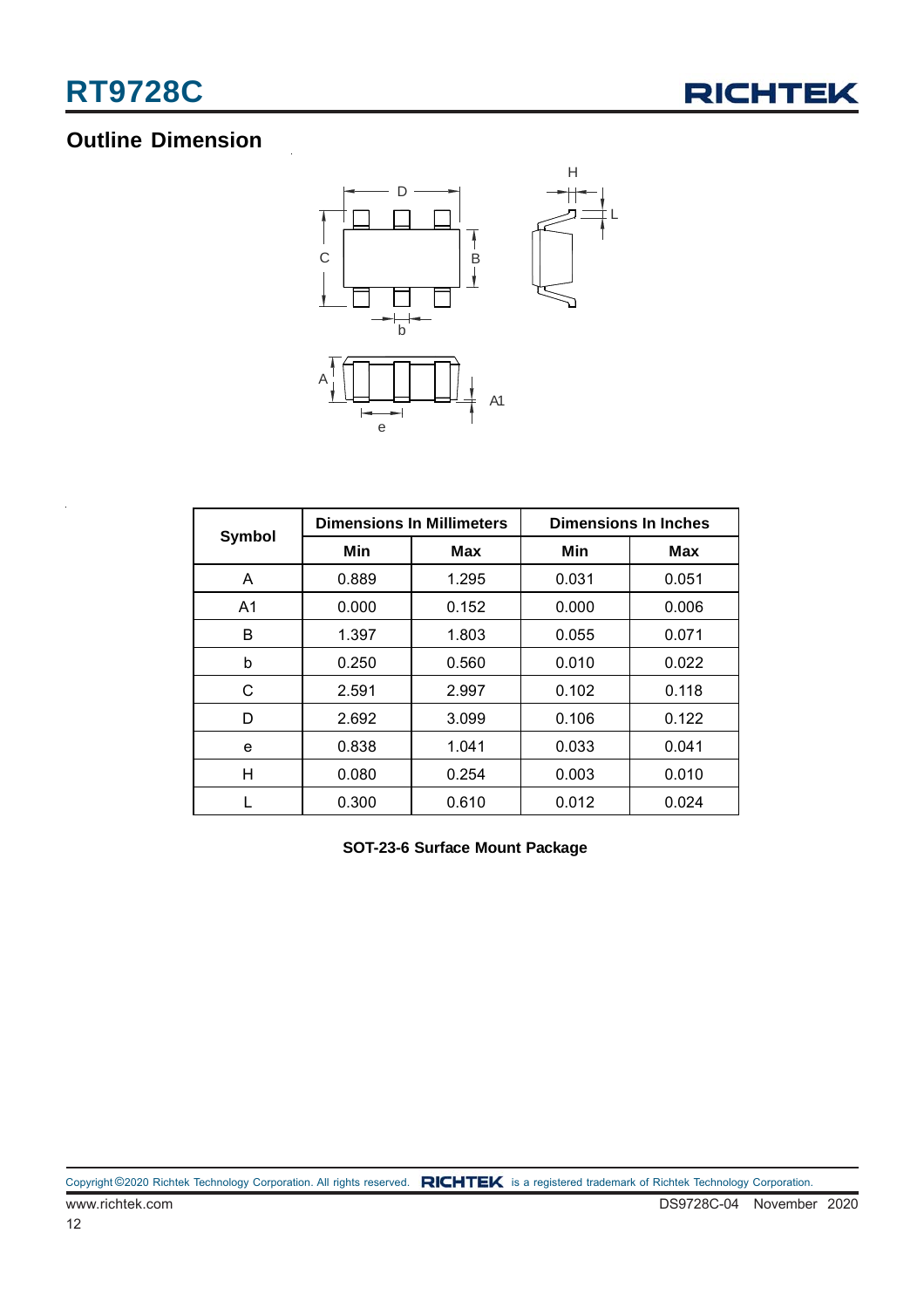## Outline Dimension

| Symbol | Dimensions In Millimeters | | Dimensions In Inches | |
|---|---|---|---|---|
| | Min | Max | Min | Max |
| A | 0.889 | 1.295 | 0.031 | 0.051 |
| A1 | 0.000 | 0.152 | 0.000 | 0.006 |
| B | 1.397 | 1.803 | 0.055 | 0.071 |
| b | 0.250 | 0.560 | 0.010 | 0.022 |
| C | 2.591 | 2.997 | 0.102 | 0.118 |
| D | 2.692 | 3.099 | 0.106 | 0.122 |
| e | 0.838 | 1.041 | 0.033 | 0.041 |
| H | 0.080 | 0.254 | 0.003 | 0.010 |
| L | 0.300 | 0.610 | 0.012 | 0.024 |

**SOT-23-6 Surface Mount Package**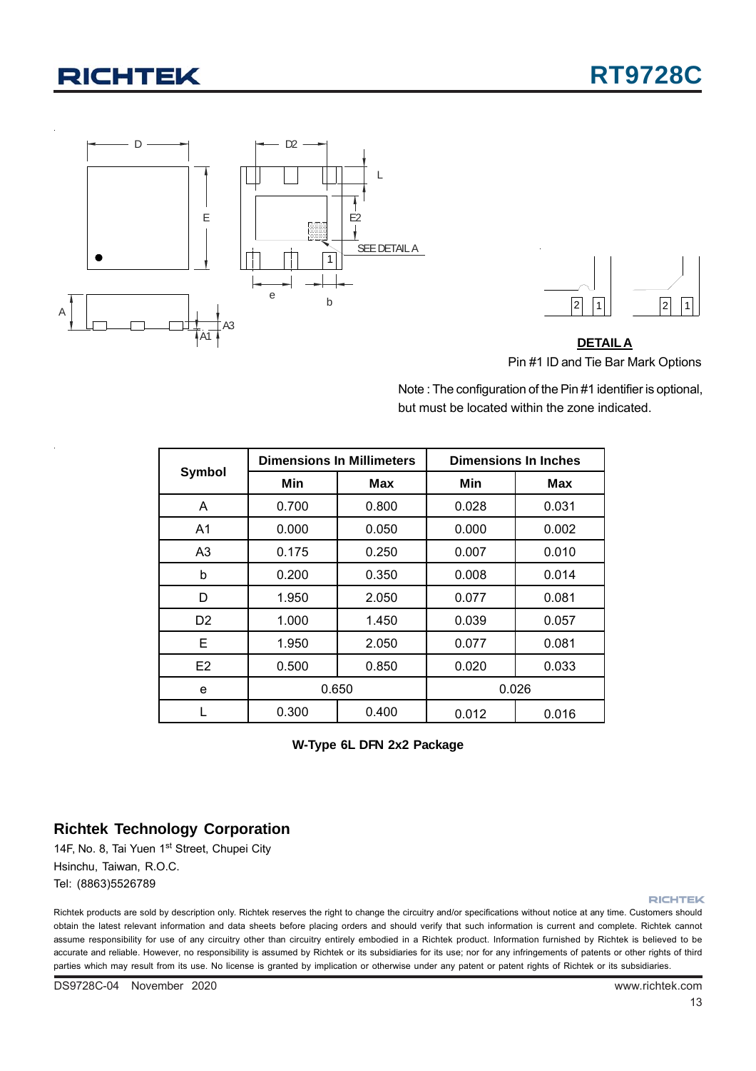D

E

A

A1

A3

D2

L

E2

SEE DETAIL A

1

e

b

2 1

2 1

**DETAIL A**

Pin #1 ID and Tie Bar Mark Options

Note : The configuration of the Pin #1 identifier is optional, but must be located within the zone indicated.

| Symbol | Dimensions In Millimeters | | Dimensions In Inches | |
|---|---|---|---|---|
| | Min | Max | Min | Max |
| A | 0.700 | 0.800 | 0.028 | 0.031 |
| A1 | 0.000 | 0.050 | 0.000 | 0.002 |
| A3 | 0.175 | 0.250 | 0.007 | 0.010 |
| b | 0.200 | 0.350 | 0.008 | 0.014 |
| D | 1.950 | 2.050 | 0.077 | 0.081 |
| D2 | 1.000 | 1.450 | 0.039 | 0.057 |
| E | 1.950 | 2.050 | 0.077 | 0.081 |
| E2 | 0.500 | 0.850 | 0.020 | 0.033 |
| e | 0.650 | | 0.026 | |
| L | 0.300 | 0.400 | 0.012 | 0.016 |

**W-Type 6L DFN 2x2 Package**

## Richtek Technology Corporation

14F, No. 8, Tai Yuen 1st Street, Chupei City
Hsinchu, Taiwan, R.O.C.
Tel: (8863)5526789

Richtek products are sold by description only. Richtek reserves the right to change the circuitry and/or specifications without notice at any time. Customers should obtain the latest relevant information and data sheets before placing orders and should verify that such information is current and complete. Richtek cannot assume responsibility for use of any circuitry other than circuitry entirely embodied in a Richtek product. Information furnished by Richtek is believed to be accurate and reliable. However, no responsibility is assumed by Richtek or its subsidiaries for its use; nor for any infringements of patents or other rights of third parties which may result from its use. No license is granted by implication or otherwise under any patent or patent rights of Richtek or its subsidiaries.